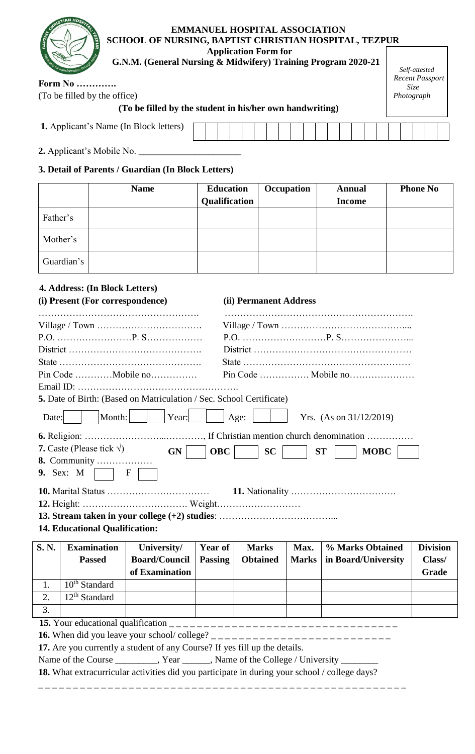# EMMANUEL HOSPITAL ASSOCIATION
## SCHOOL OF NURSING, BAPTIST CHRISTIAN HOSPITAL, TEZPUR
### Application Form for
### G.N.M. (General Nursing & Midwifery) Training Program 2020-21

*Self-attested Recent Passport Size Photograph*

**Form No ………….**
(To be filled by the office)

**(To be filled by the student in his/her own handwriting)**

**1.** Applicant's Name (In Block letters) | | | | | | | | | | | | | | | | | | | | | | |

**2.** Applicant's Mobile No. ______________________

**3. Detail of Parents / Guardian (In Block Letters)**

| | Name | Education Qualification | Occupation | Annual Income | Phone No |
|---|---|---|---|---|---|
| Father's | | | | | |
| Mother's | | | | | |
| Guardian's | | | | | |

**4. Address: (In Block Letters)**

**(i) Present (For correspondence)**

…………………………………………….
Village / Town …………………………….
P.O. ……………………P. S………………
District …………………………………….
State ……………………………………….
Pin Code …………Mobile no……………

**(ii) Permanent Address**

…………………………………………………….
Village / Town …………………………………....
P.O. ………………………P. S…………………...
District ……………………………………………
State ………………………………………………
Pin Code ……………. Mobile no…………………

Email ID: …………………………………………….

**5.** Date of Birth: (Based on Matriculation / Sec. School Certificate)

Date: | | | Month: | | | Year: | | | Age: | | | Yrs. (As on 31/12/2019)

**6.** Religion: …………………...…………, If Christian mention church denomination ……………

**7.** Caste (Please tick √) **GN** [ ] **OBC** [ ] **SC** [ ] **ST** [ ] **MOBC** [ ]

**8.** Community ………………

**9.** Sex: M [ ] F [ ]

**10.** Marital Status …………………………… **11.** Nationality …………………………….

**12.** Height: ……………………………. Weight………………………

**13. Stream taken in your college (+2) studies**: ………………………………...

**14. Educational Qualification:**

| S. N. | Examination Passed | University/ Board/Council of Examination | Year of Passing | Marks Obtained | Max. Marks | % Marks Obtained in Board/University | Division Class/ Grade |
|---|---|---|---|---|---|---|---|
| 1. | 10th Standard | | | | | | |
| 2. | 12th Standard | | | | | | |
| 3. | | | | | | | |

**15.** Your educational qualification _ _ _ _ _ _ _ _ _ _ _ _ _ _ _ _ _ _ _ _ _ _ _ _ _ _ _ _ _ _ _ _ _

**16.** When did you leave your school/ college? _ _ _ _ _ _ _ _ _ _ _ _ _ _ _ _ _ _ _ _ _ _ _ _ _ _ _

**17.** Are you currently a student of any Course? If yes fill up the details.

Name of the Course _________, Year ______, Name of the College / University ________

**18.** What extracurricular activities did you participate in during your school / college days?

_ _ _ _ _ _ _ _ _ _ _ _ _ _ _ _ _ _ _ _ _ _ _ _ _ _ _ _ _ _ _ _ _ _ _ _ _ _ _ _ _ _ _ _ _ _ _ _ _ _ _ _ _ _ _ _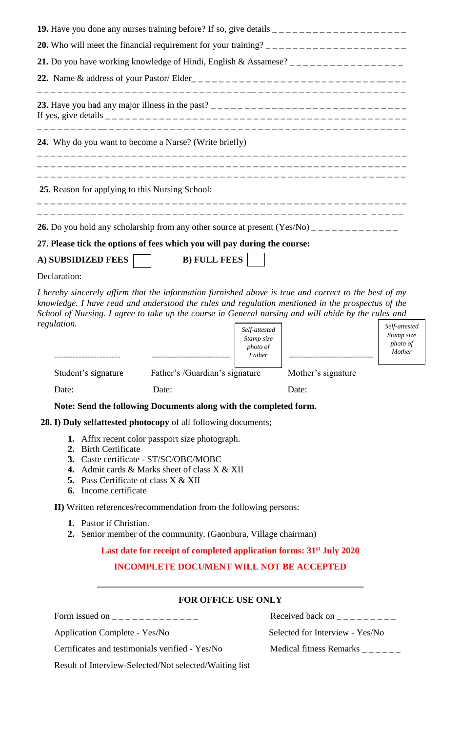**19.** Have you done any nurses training before? If so, give details ___________________

**20.** Who will meet the financial requirement for your training? ____________________

**21.** Do you have working knowledge of Hindi, English & Assamese? ________________

**22.** Name & address of your Pastor/ Elder______________________________

________________________________________________________

**23.** Have you had any major illness in the past? ____________________________
If yes, give details _______________________________________________

________________________________________________________

**24.** Why do you want to become a Nurse? (Write briefly)

________________________________________________________

________________________________________________________

________________________________________________________

**25.** Reason for applying to this Nursing School:

________________________________________________________

________________________________________________________

**26.** Do you hold any scholarship from any other source at present (Yes/No) ____________

**27. Please tick the options of fees which you will pay during the course:**

**A) SUBSIDIZED FEES** ☐ **B) FULL FEES** ☐

Declaration:

*I hereby sincerely affirm that the information furnished above is true and correct to the best of my knowledge. I have read and understood the rules and regulation mentioned in the prospectus of the School of Nursing. I agree to take up the course in General nursing and will abide by the rules and regulation.*

*Self-attested Stamp size photo of Father*

*Self-attested Stamp size photo of Mother*

| | | |
|---|---|---|
| ---------------------- | -------------------------- | ---------------------------- |
| Student's signature | Father's /Guardian's signature | Mother's signature |
| Date: | Date: | Date: |

**Note: Send the following Documents along with the completed form.**

**28. I) Duly selfattested photocopy** of all following documents;

1. Affix recent color passport size photograph.
2. Birth Certificate
3. Caste certificate - ST/SC/OBC/MOBC
4. Admit cards & Marks sheet of class X & XII
5. Pass Certificate of class X & XII
6. Income certificate

**II)** Written references/recommendation from the following persons:

1. Pastor if Christian.
2. Senior member of the community. (Gaonbura, Village chairman)

**Last date for receipt of completed application forms: 31st July 2020**

**INCOMPLETE DOCUMENT WILL NOT BE ACCEPTED**

**FOR OFFICE USE ONLY**

Form issued on _____________ Received back on _________

Application Complete - Yes/No Selected for Interview - Yes/No

Certificates and testimonials verified - Yes/No Medical fitness Remarks ______

Result of Interview-Selected/Not selected/Waiting list